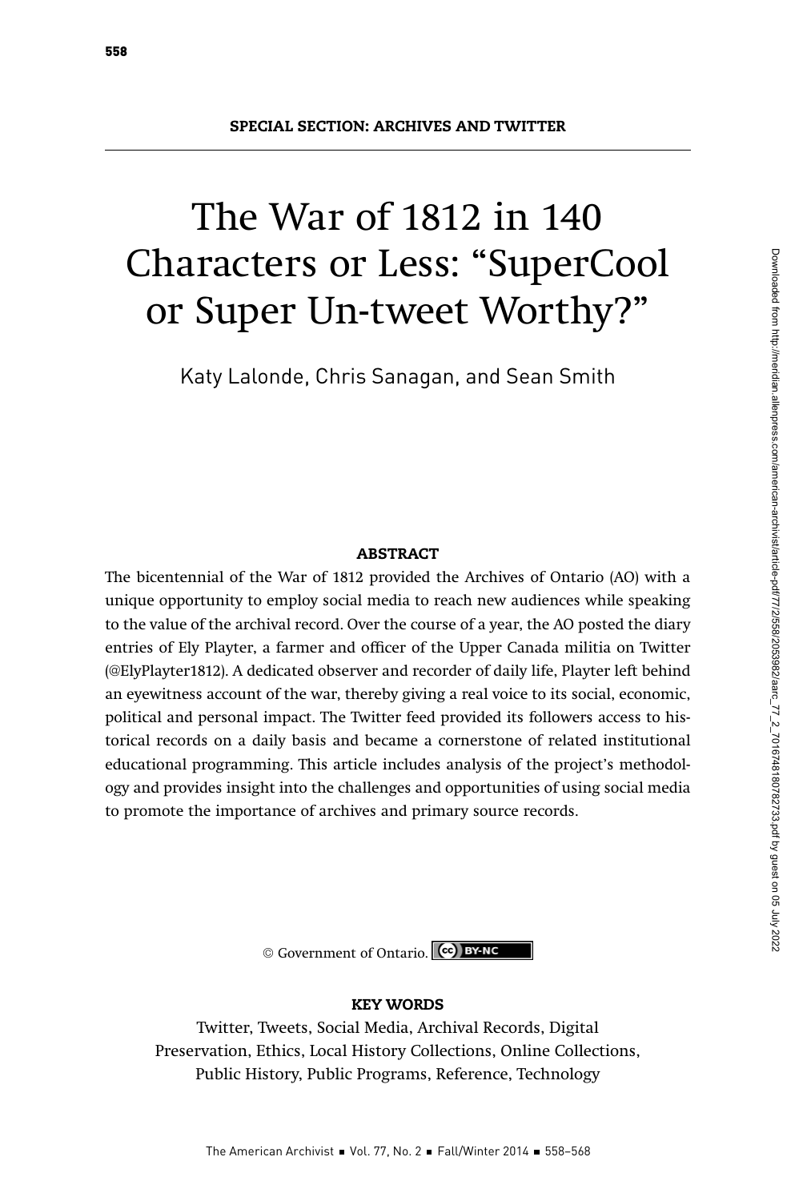**SPECIAL SECTION: ARCHIVES AND TWITTER**

# The War of 1812 in 140 Characters or Less: "SuperCool or Super Un-tweet Worthy?"

Katy Lalonde, Chris Sanagan, and Sean Smith

## ABSTRACT

The bicentennial of the War of 1812 provided the Archives of Ontario (AO) with a unique opportunity to employ social media to reach new audiences while speaking to the value of the archival record. Over the course of a year, the AO posted the diary entries of Ely Playter, a farmer and officer of the Upper Canada militia on Twitter (@ElyPlayter1812). A dedicated observer and recorder of daily life, Playter left behind an eyewitness account of the war, thereby giving a real voice to its social, economic, political and personal impact. The Twitter feed provided its followers access to historical records on a daily basis and became a cornerstone of related institutional educational programming. This article includes analysis of the project's methodology and provides insight into the challenges and opportunities of using social media to promote the importance of archives and primary source records.

© Government of Ontario. CC BY-NC

## KEY WORDS

Twitter, Tweets, Social Media, Archival Records, Digital Preservation, Ethics, Local History Collections, Online Collections, Public History, Public Programs, Reference, Technology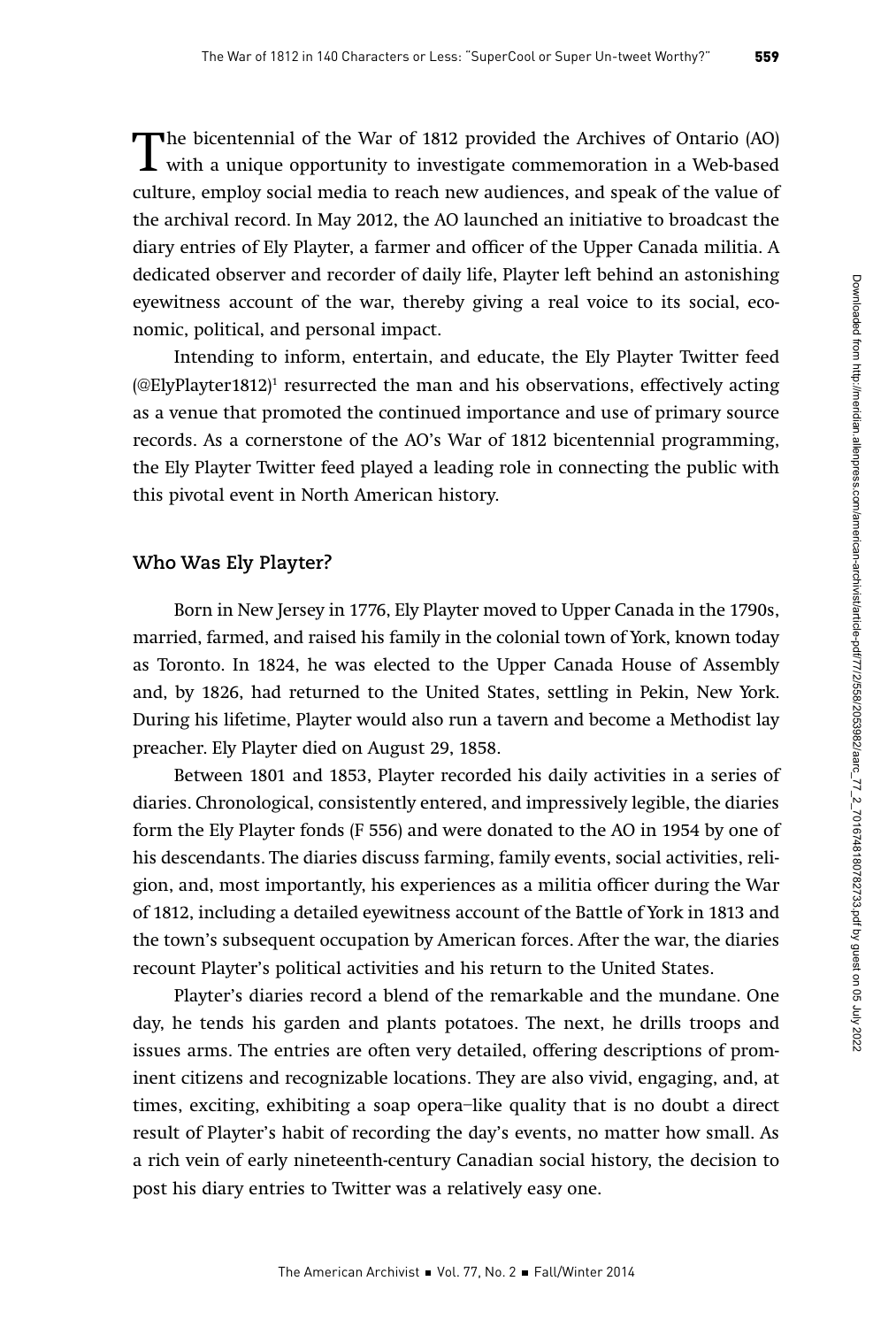The bicentennial of the War of 1812 provided the Archives of Ontario (AO) with a unique opportunity to investigate commemoration in a Web-based culture, employ social media to reach new audiences, and speak of the value of the archival record. In May 2012, the AO launched an initiative to broadcast the diary entries of Ely Playter, a farmer and officer of the Upper Canada militia. A dedicated observer and recorder of daily life, Playter left behind an astonishing eyewitness account of the war, thereby giving a real voice to its social, economic, political, and personal impact.

Intending to inform, entertain, and educate, the Ely Playter Twitter feed (@ElyPlayter1812)[1] resurrected the man and his observations, effectively acting as a venue that promoted the continued importance and use of primary source records. As a cornerstone of the AO's War of 1812 bicentennial programming, the Ely Playter Twitter feed played a leading role in connecting the public with this pivotal event in North American history.

## Who Was Ely Playter?

Born in New Jersey in 1776, Ely Playter moved to Upper Canada in the 1790s, married, farmed, and raised his family in the colonial town of York, known today as Toronto. In 1824, he was elected to the Upper Canada House of Assembly and, by 1826, had returned to the United States, settling in Pekin, New York. During his lifetime, Playter would also run a tavern and become a Methodist lay preacher. Ely Playter died on August 29, 1858.

Between 1801 and 1853, Playter recorded his daily activities in a series of diaries. Chronological, consistently entered, and impressively legible, the diaries form the Ely Playter fonds (F 556) and were donated to the AO in 1954 by one of his descendants. The diaries discuss farming, family events, social activities, religion, and, most importantly, his experiences as a militia officer during the War of 1812, including a detailed eyewitness account of the Battle of York in 1813 and the town's subsequent occupation by American forces. After the war, the diaries recount Playter's political activities and his return to the United States.

Playter's diaries record a blend of the remarkable and the mundane. One day, he tends his garden and plants potatoes. The next, he drills troops and issues arms. The entries are often very detailed, offering descriptions of prominent citizens and recognizable locations. They are also vivid, engaging, and, at times, exciting, exhibiting a soap opera–like quality that is no doubt a direct result of Playter's habit of recording the day's events, no matter how small. As a rich vein of early nineteenth-century Canadian social history, the decision to post his diary entries to Twitter was a relatively easy one.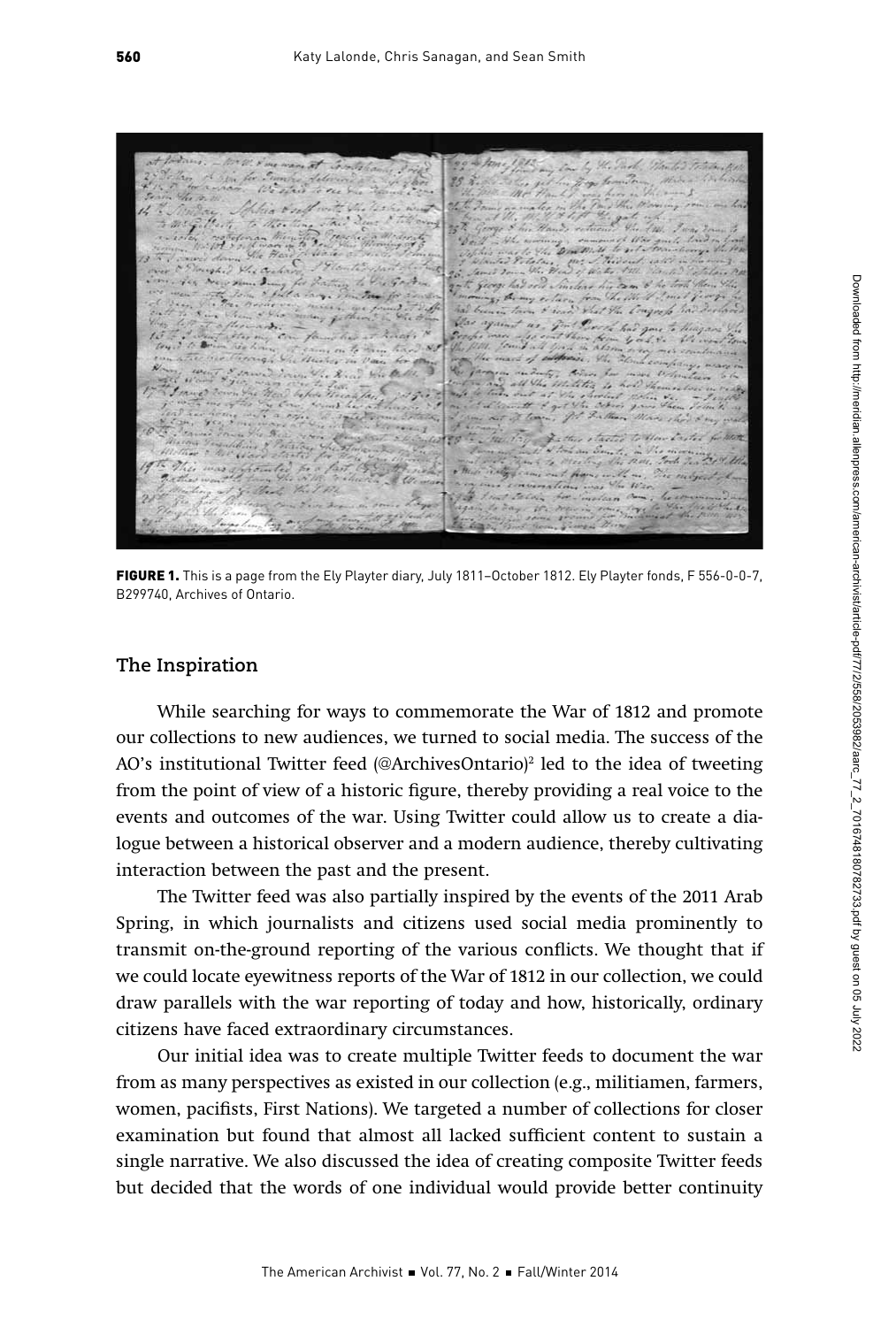FIGURE 1. This is a page from the Ely Playter diary, July 1811–October 1812. Ely Playter fonds, F 556-0-0-7, B299740, Archives of Ontario.

## The Inspiration

While searching for ways to commemorate the War of 1812 and promote our collections to new audiences, we turned to social media. The success of the AO's institutional Twitter feed (@ArchivesOntario)[2] led to the idea of tweeting from the point of view of a historic figure, thereby providing a real voice to the events and outcomes of the war. Using Twitter could allow us to create a dialogue between a historical observer and a modern audience, thereby cultivating interaction between the past and the present.

The Twitter feed was also partially inspired by the events of the 2011 Arab Spring, in which journalists and citizens used social media prominently to transmit on-the-ground reporting of the various conflicts. We thought that if we could locate eyewitness reports of the War of 1812 in our collection, we could draw parallels with the war reporting of today and how, historically, ordinary citizens have faced extraordinary circumstances.

Our initial idea was to create multiple Twitter feeds to document the war from as many perspectives as existed in our collection (e.g., militiamen, farmers, women, pacifists, First Nations). We targeted a number of collections for closer examination but found that almost all lacked sufficient content to sustain a single narrative. We also discussed the idea of creating composite Twitter feeds but decided that the words of one individual would provide better continuity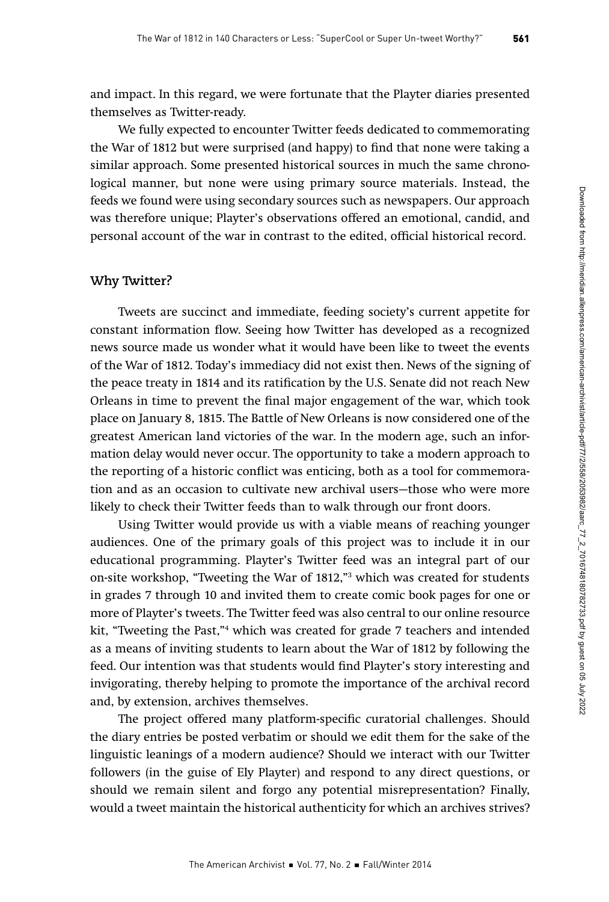and impact. In this regard, we were fortunate that the Playter diaries presented themselves as Twitter-ready.

We fully expected to encounter Twitter feeds dedicated to commemorating the War of 1812 but were surprised (and happy) to find that none were taking a similar approach. Some presented historical sources in much the same chronological manner, but none were using primary source materials. Instead, the feeds we found were using secondary sources such as newspapers. Our approach was therefore unique; Playter's observations offered an emotional, candid, and personal account of the war in contrast to the edited, official historical record.

## Why Twitter?

Tweets are succinct and immediate, feeding society's current appetite for constant information flow. Seeing how Twitter has developed as a recognized news source made us wonder what it would have been like to tweet the events of the War of 1812. Today's immediacy did not exist then. News of the signing of the peace treaty in 1814 and its ratification by the U.S. Senate did not reach New Orleans in time to prevent the final major engagement of the war, which took place on January 8, 1815. The Battle of New Orleans is now considered one of the greatest American land victories of the war. In the modern age, such an information delay would never occur. The opportunity to take a modern approach to the reporting of a historic conflict was enticing, both as a tool for commemoration and as an occasion to cultivate new archival users—those who were more likely to check their Twitter feeds than to walk through our front doors.

Using Twitter would provide us with a viable means of reaching younger audiences. One of the primary goals of this project was to include it in our educational programming. Playter's Twitter feed was an integral part of our on-site workshop, "Tweeting the War of 1812,"[3] which was created for students in grades 7 through 10 and invited them to create comic book pages for one or more of Playter's tweets. The Twitter feed was also central to our online resource kit, "Tweeting the Past,"[4] which was created for grade 7 teachers and intended as a means of inviting students to learn about the War of 1812 by following the feed. Our intention was that students would find Playter's story interesting and invigorating, thereby helping to promote the importance of the archival record and, by extension, archives themselves.

The project offered many platform-specific curatorial challenges. Should the diary entries be posted verbatim or should we edit them for the sake of the linguistic leanings of a modern audience? Should we interact with our Twitter followers (in the guise of Ely Playter) and respond to any direct questions, or should we remain silent and forgo any potential misrepresentation? Finally, would a tweet maintain the historical authenticity for which an archives strives?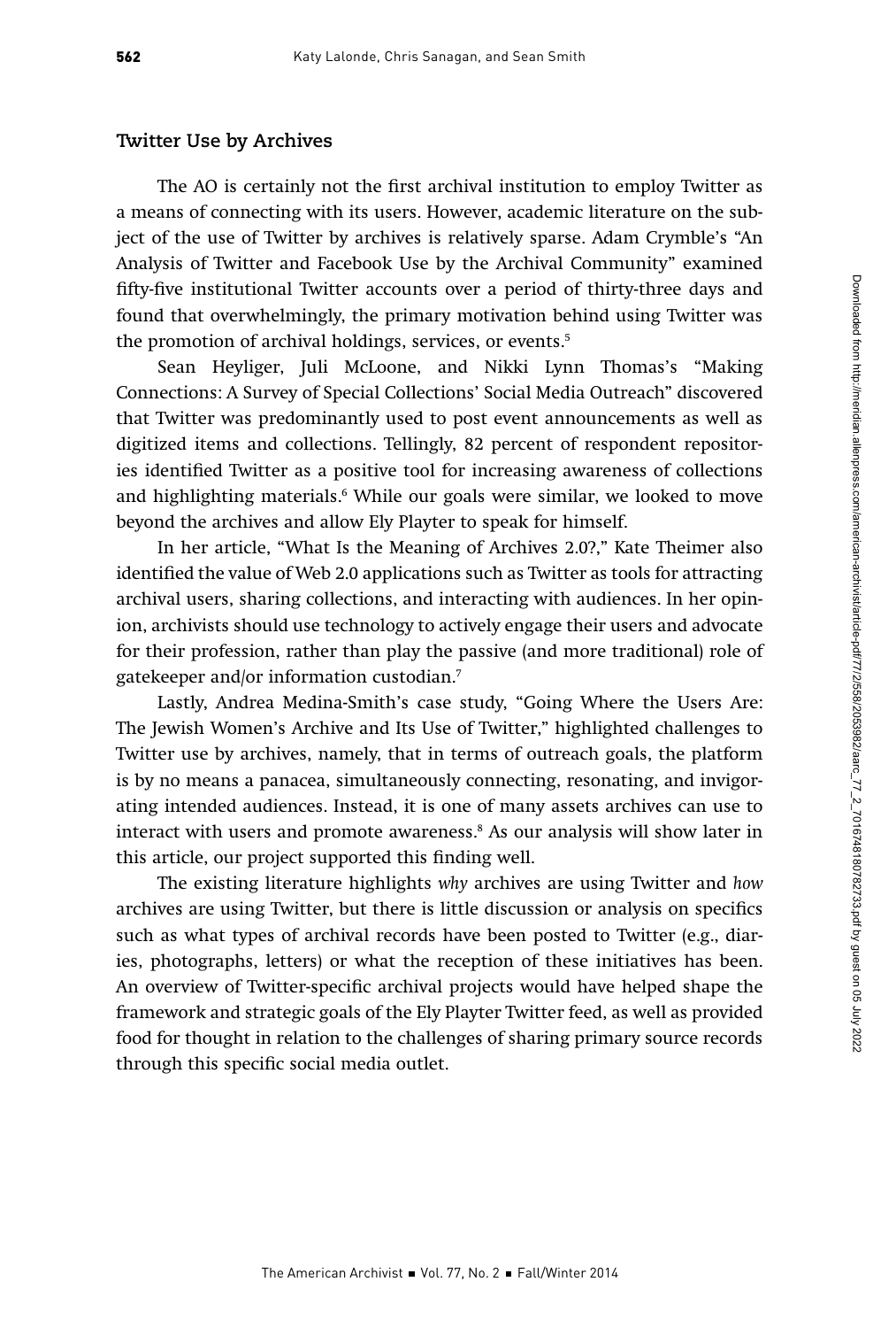## Twitter Use by Archives

The AO is certainly not the first archival institution to employ Twitter as a means of connecting with its users. However, academic literature on the subject of the use of Twitter by archives is relatively sparse. Adam Crymble's "An Analysis of Twitter and Facebook Use by the Archival Community" examined fifty-five institutional Twitter accounts over a period of thirty-three days and found that overwhelmingly, the primary motivation behind using Twitter was the promotion of archival holdings, services, or events.[5]

Sean Heyliger, Juli McLoone, and Nikki Lynn Thomas's "Making Connections: A Survey of Special Collections' Social Media Outreach" discovered that Twitter was predominantly used to post event announcements as well as digitized items and collections. Tellingly, 82 percent of respondent repositories identified Twitter as a positive tool for increasing awareness of collections and highlighting materials.[6] While our goals were similar, we looked to move beyond the archives and allow Ely Playter to speak for himself.

In her article, "What Is the Meaning of Archives 2.0?," Kate Theimer also identified the value of Web 2.0 applications such as Twitter as tools for attracting archival users, sharing collections, and interacting with audiences. In her opinion, archivists should use technology to actively engage their users and advocate for their profession, rather than play the passive (and more traditional) role of gatekeeper and/or information custodian.[7]

Lastly, Andrea Medina-Smith's case study, "Going Where the Users Are: The Jewish Women's Archive and Its Use of Twitter," highlighted challenges to Twitter use by archives, namely, that in terms of outreach goals, the platform is by no means a panacea, simultaneously connecting, resonating, and invigorating intended audiences. Instead, it is one of many assets archives can use to interact with users and promote awareness.[8] As our analysis will show later in this article, our project supported this finding well.

The existing literature highlights *why* archives are using Twitter and *how* archives are using Twitter, but there is little discussion or analysis on specifics such as what types of archival records have been posted to Twitter (e.g., diaries, photographs, letters) or what the reception of these initiatives has been. An overview of Twitter-specific archival projects would have helped shape the framework and strategic goals of the Ely Playter Twitter feed, as well as provided food for thought in relation to the challenges of sharing primary source records through this specific social media outlet.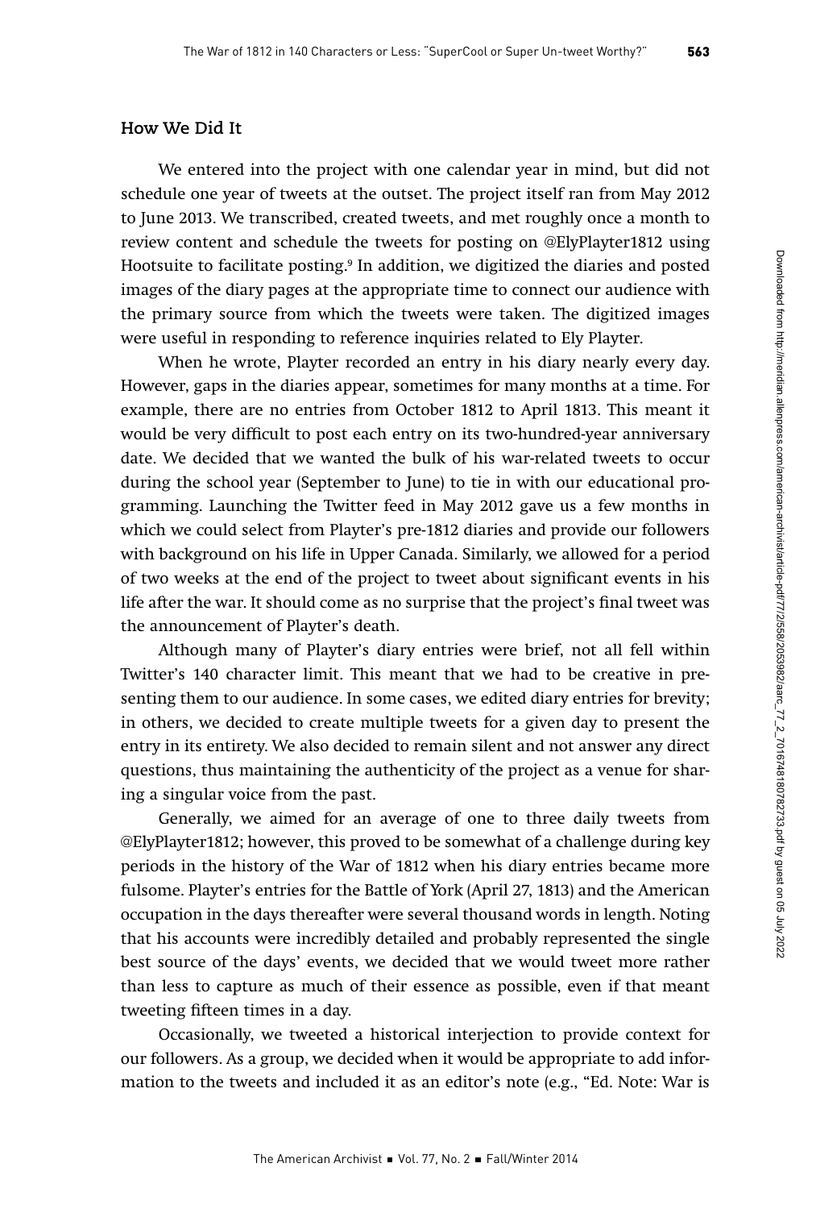## How We Did It

We entered into the project with one calendar year in mind, but did not schedule one year of tweets at the outset. The project itself ran from May 2012 to June 2013. We transcribed, created tweets, and met roughly once a month to review content and schedule the tweets for posting on @ElyPlayter1812 using Hootsuite to facilitate posting.[9] In addition, we digitized the diaries and posted images of the diary pages at the appropriate time to connect our audience with the primary source from which the tweets were taken. The digitized images were useful in responding to reference inquiries related to Ely Playter.

When he wrote, Playter recorded an entry in his diary nearly every day. However, gaps in the diaries appear, sometimes for many months at a time. For example, there are no entries from October 1812 to April 1813. This meant it would be very difficult to post each entry on its two-hundred-year anniversary date. We decided that we wanted the bulk of his war-related tweets to occur during the school year (September to June) to tie in with our educational programming. Launching the Twitter feed in May 2012 gave us a few months in which we could select from Playter's pre-1812 diaries and provide our followers with background on his life in Upper Canada. Similarly, we allowed for a period of two weeks at the end of the project to tweet about significant events in his life after the war. It should come as no surprise that the project's final tweet was the announcement of Playter's death.

Although many of Playter's diary entries were brief, not all fell within Twitter's 140 character limit. This meant that we had to be creative in presenting them to our audience. In some cases, we edited diary entries for brevity; in others, we decided to create multiple tweets for a given day to present the entry in its entirety. We also decided to remain silent and not answer any direct questions, thus maintaining the authenticity of the project as a venue for sharing a singular voice from the past.

Generally, we aimed for an average of one to three daily tweets from @ElyPlayter1812; however, this proved to be somewhat of a challenge during key periods in the history of the War of 1812 when his diary entries became more fulsome. Playter's entries for the Battle of York (April 27, 1813) and the American occupation in the days thereafter were several thousand words in length. Noting that his accounts were incredibly detailed and probably represented the single best source of the days' events, we decided that we would tweet more rather than less to capture as much of their essence as possible, even if that meant tweeting fifteen times in a day.

Occasionally, we tweeted a historical interjection to provide context for our followers. As a group, we decided when it would be appropriate to add information to the tweets and included it as an editor's note (e.g., "Ed. Note: War is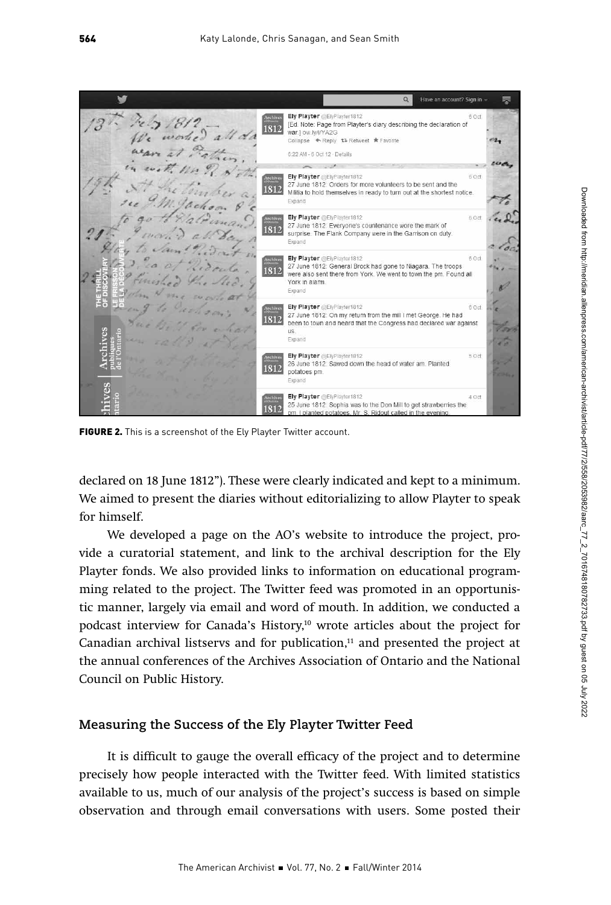FIGURE 2. This is a screenshot of the Ely Playter Twitter account.

declared on 18 June 1812"). These were clearly indicated and kept to a minimum. We aimed to present the diaries without editorializing to allow Playter to speak for himself.

We developed a page on the AO's website to introduce the project, provide a curatorial statement, and link to the archival description for the Ely Playter fonds. We also provided links to information on educational programming related to the project. The Twitter feed was promoted in an opportunistic manner, largely via email and word of mouth. In addition, we conducted a podcast interview for Canada's History,[10] wrote articles about the project for Canadian archival listservs and for publication,[11] and presented the project at the annual conferences of the Archives Association of Ontario and the National Council on Public History.

## Measuring the Success of the Ely Playter Twitter Feed

It is difficult to gauge the overall efficacy of the project and to determine precisely how people interacted with the Twitter feed. With limited statistics available to us, much of our analysis of the project's success is based on simple observation and through email conversations with users. Some posted their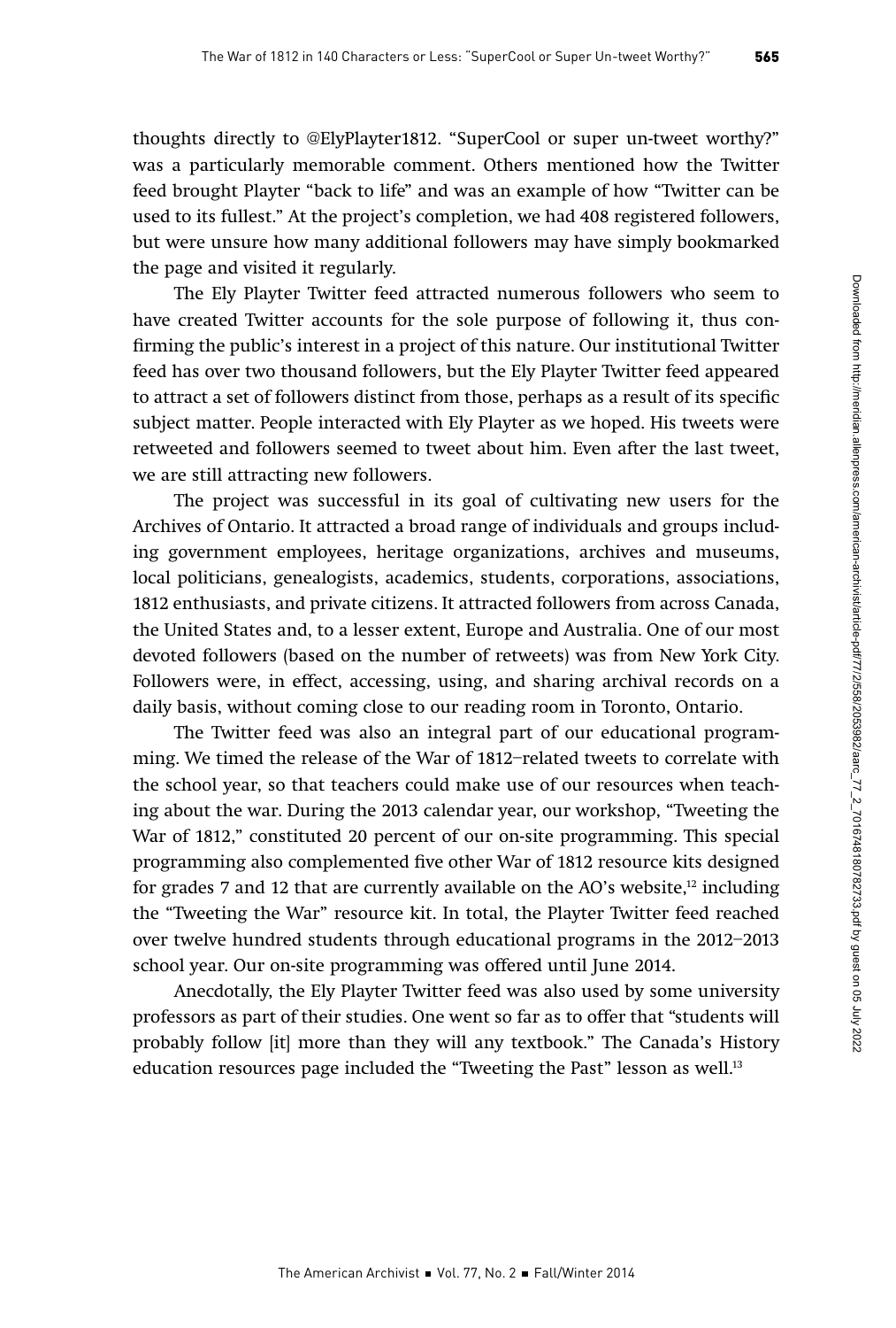thoughts directly to @ElyPlayter1812. "SuperCool or super un-tweet worthy?" was a particularly memorable comment. Others mentioned how the Twitter feed brought Playter "back to life" and was an example of how "Twitter can be used to its fullest." At the project's completion, we had 408 registered followers, but were unsure how many additional followers may have simply bookmarked the page and visited it regularly.

The Ely Playter Twitter feed attracted numerous followers who seem to have created Twitter accounts for the sole purpose of following it, thus confirming the public's interest in a project of this nature. Our institutional Twitter feed has over two thousand followers, but the Ely Playter Twitter feed appeared to attract a set of followers distinct from those, perhaps as a result of its specific subject matter. People interacted with Ely Playter as we hoped. His tweets were retweeted and followers seemed to tweet about him. Even after the last tweet, we are still attracting new followers.

The project was successful in its goal of cultivating new users for the Archives of Ontario. It attracted a broad range of individuals and groups including government employees, heritage organizations, archives and museums, local politicians, genealogists, academics, students, corporations, associations, 1812 enthusiasts, and private citizens. It attracted followers from across Canada, the United States and, to a lesser extent, Europe and Australia. One of our most devoted followers (based on the number of retweets) was from New York City. Followers were, in effect, accessing, using, and sharing archival records on a daily basis, without coming close to our reading room in Toronto, Ontario.

The Twitter feed was also an integral part of our educational programming. We timed the release of the War of 1812–related tweets to correlate with the school year, so that teachers could make use of our resources when teaching about the war. During the 2013 calendar year, our workshop, "Tweeting the War of 1812," constituted 20 percent of our on-site programming. This special programming also complemented five other War of 1812 resource kits designed for grades 7 and 12 that are currently available on the AO's website,[12] including the "Tweeting the War" resource kit. In total, the Playter Twitter feed reached over twelve hundred students through educational programs in the 2012–2013 school year. Our on-site programming was offered until June 2014.

Anecdotally, the Ely Playter Twitter feed was also used by some university professors as part of their studies. One went so far as to offer that "students will probably follow [it] more than they will any textbook." The Canada's History education resources page included the "Tweeting the Past" lesson as well.[13]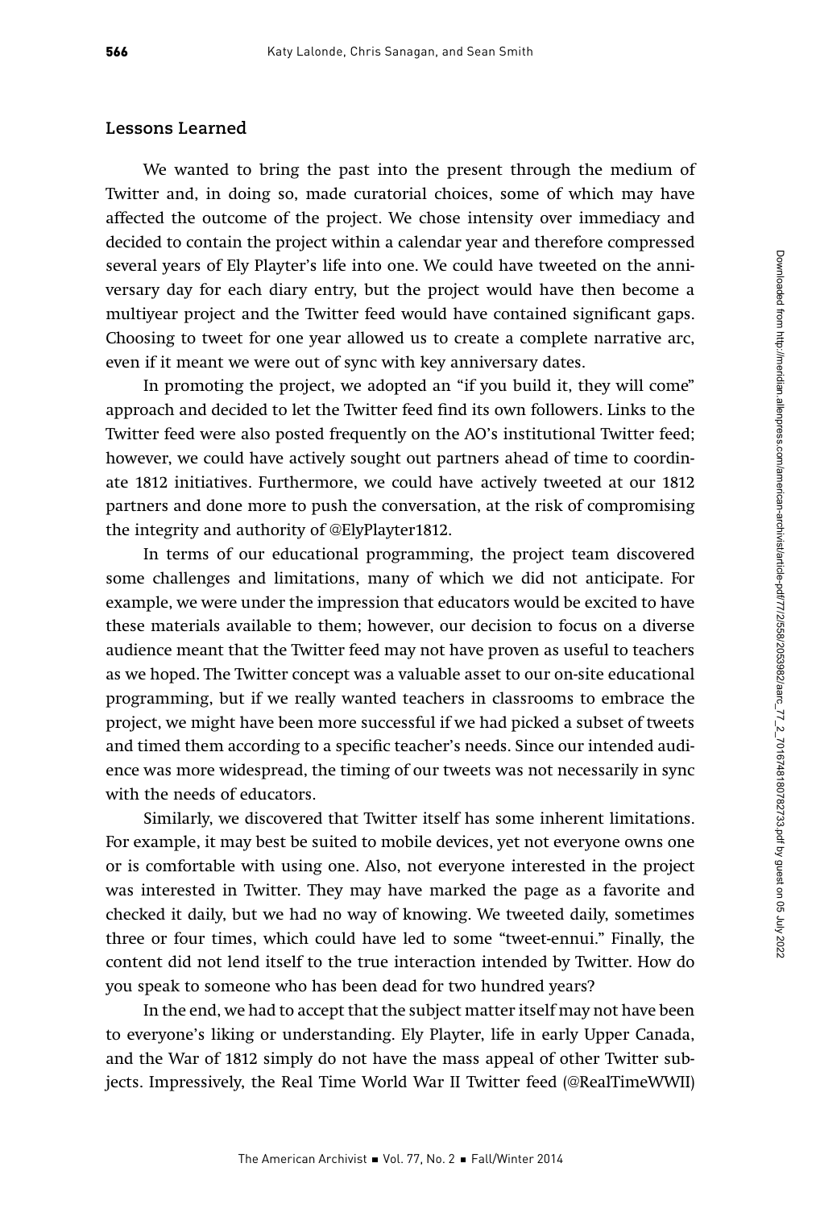## Lessons Learned

We wanted to bring the past into the present through the medium of Twitter and, in doing so, made curatorial choices, some of which may have affected the outcome of the project. We chose intensity over immediacy and decided to contain the project within a calendar year and therefore compressed several years of Ely Playter's life into one. We could have tweeted on the anniversary day for each diary entry, but the project would have then become a multiyear project and the Twitter feed would have contained significant gaps. Choosing to tweet for one year allowed us to create a complete narrative arc, even if it meant we were out of sync with key anniversary dates.

In promoting the project, we adopted an "if you build it, they will come" approach and decided to let the Twitter feed find its own followers. Links to the Twitter feed were also posted frequently on the AO's institutional Twitter feed; however, we could have actively sought out partners ahead of time to coordinate 1812 initiatives. Furthermore, we could have actively tweeted at our 1812 partners and done more to push the conversation, at the risk of compromising the integrity and authority of @ElyPlayter1812.

In terms of our educational programming, the project team discovered some challenges and limitations, many of which we did not anticipate. For example, we were under the impression that educators would be excited to have these materials available to them; however, our decision to focus on a diverse audience meant that the Twitter feed may not have proven as useful to teachers as we hoped. The Twitter concept was a valuable asset to our on-site educational programming, but if we really wanted teachers in classrooms to embrace the project, we might have been more successful if we had picked a subset of tweets and timed them according to a specific teacher's needs. Since our intended audience was more widespread, the timing of our tweets was not necessarily in sync with the needs of educators.

Similarly, we discovered that Twitter itself has some inherent limitations. For example, it may best be suited to mobile devices, yet not everyone owns one or is comfortable with using one. Also, not everyone interested in the project was interested in Twitter. They may have marked the page as a favorite and checked it daily, but we had no way of knowing. We tweeted daily, sometimes three or four times, which could have led to some "tweet-ennui." Finally, the content did not lend itself to the true interaction intended by Twitter. How do you speak to someone who has been dead for two hundred years?

In the end, we had to accept that the subject matter itself may not have been to everyone's liking or understanding. Ely Playter, life in early Upper Canada, and the War of 1812 simply do not have the mass appeal of other Twitter subjects. Impressively, the Real Time World War II Twitter feed (@RealTimeWWII)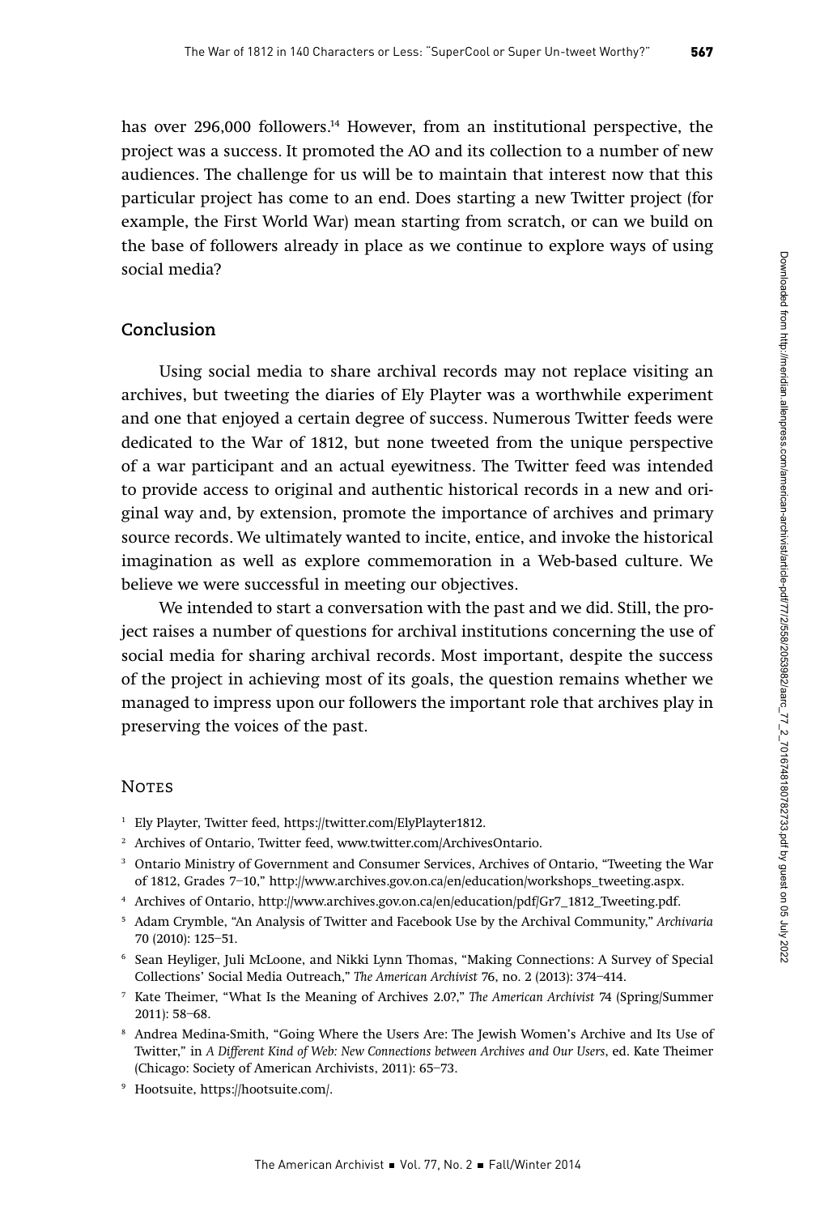has over 296,000 followers.[14] However, from an institutional perspective, the project was a success. It promoted the AO and its collection to a number of new audiences. The challenge for us will be to maintain that interest now that this particular project has come to an end. Does starting a new Twitter project (for example, the First World War) mean starting from scratch, or can we build on the base of followers already in place as we continue to explore ways of using social media?

## Conclusion

Using social media to share archival records may not replace visiting an archives, but tweeting the diaries of Ely Playter was a worthwhile experiment and one that enjoyed a certain degree of success. Numerous Twitter feeds were dedicated to the War of 1812, but none tweeted from the unique perspective of a war participant and an actual eyewitness. The Twitter feed was intended to provide access to original and authentic historical records in a new and original way and, by extension, promote the importance of archives and primary source records. We ultimately wanted to incite, entice, and invoke the historical imagination as well as explore commemoration in a Web-based culture. We believe we were successful in meeting our objectives.

We intended to start a conversation with the past and we did. Still, the project raises a number of questions for archival institutions concerning the use of social media for sharing archival records. Most important, despite the success of the project in achieving most of its goals, the question remains whether we managed to impress upon our followers the important role that archives play in preserving the voices of the past.

## Notes

1. Ely Playter, Twitter feed, https://twitter.com/ElyPlayter1812.
2. Archives of Ontario, Twitter feed, www.twitter.com/ArchivesOntario.
3. Ontario Ministry of Government and Consumer Services, Archives of Ontario, "Tweeting the War of 1812, Grades 7–10," http://www.archives.gov.on.ca/en/education/workshops_tweeting.aspx.
4. Archives of Ontario, http://www.archives.gov.on.ca/en/education/pdf/Gr7_1812_Tweeting.pdf.
5. Adam Crymble, "An Analysis of Twitter and Facebook Use by the Archival Community," *Archivaria* 70 (2010): 125–51.
6. Sean Heyliger, Juli McLoone, and Nikki Lynn Thomas, "Making Connections: A Survey of Special Collections' Social Media Outreach," *The American Archivist* 76, no. 2 (2013): 374–414.
7. Kate Theimer, "What Is the Meaning of Archives 2.0?," *The American Archivist* 74 (Spring/Summer 2011): 58–68.
8. Andrea Medina-Smith, "Going Where the Users Are: The Jewish Women's Archive and Its Use of Twitter," in *A Different Kind of Web: New Connections between Archives and Our Users*, ed. Kate Theimer (Chicago: Society of American Archivists, 2011): 65–73.
9. Hootsuite, https://hootsuite.com/.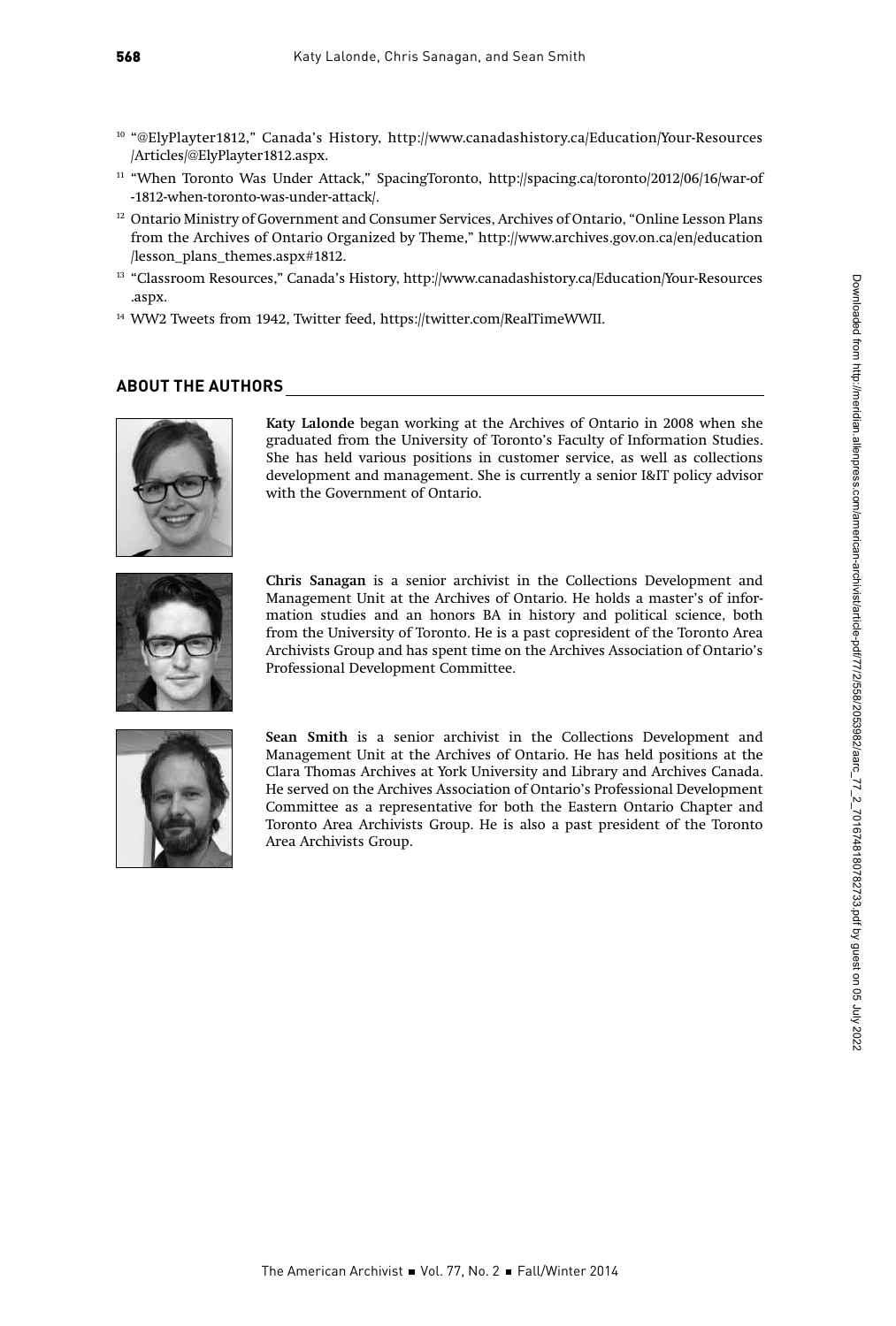[10] "@ElyPlayter1812," Canada's History, http://www.canadashistory.ca/Education/Your-Resources/Articles/@ElyPlayter1812.aspx.

[11] "When Toronto Was Under Attack," SpacingToronto, http://spacing.ca/toronto/2012/06/16/war-of-1812-when-toronto-was-under-attack/.

[12] Ontario Ministry of Government and Consumer Services, Archives of Ontario, "Online Lesson Plans from the Archives of Ontario Organized by Theme," http://www.archives.gov.on.ca/en/education/lesson_plans_themes.aspx#1812.

[13] "Classroom Resources," Canada's History, http://www.canadashistory.ca/Education/Your-Resources.aspx.

[14] WW2 Tweets from 1942, Twitter feed, https://twitter.com/RealTimeWWII.

## ABOUT THE AUTHORS

**Katy Lalonde** began working at the Archives of Ontario in 2008 when she graduated from the University of Toronto's Faculty of Information Studies. She has held various positions in customer service, as well as collections development and management. She is currently a senior I&IT policy advisor with the Government of Ontario.

**Chris Sanagan** is a senior archivist in the Collections Development and Management Unit at the Archives of Ontario. He holds a master's of information studies and an honors BA in history and political science, both from the University of Toronto. He is a past copresident of the Toronto Area Archivists Group and has spent time on the Archives Association of Ontario's Professional Development Committee.

**Sean Smith** is a senior archivist in the Collections Development and Management Unit at the Archives of Ontario. He has held positions at the Clara Thomas Archives at York University and Library and Archives Canada. He served on the Archives Association of Ontario's Professional Development Committee as a representative for both the Eastern Ontario Chapter and Toronto Area Archivists Group. He is also a past president of the Toronto Area Archivists Group.